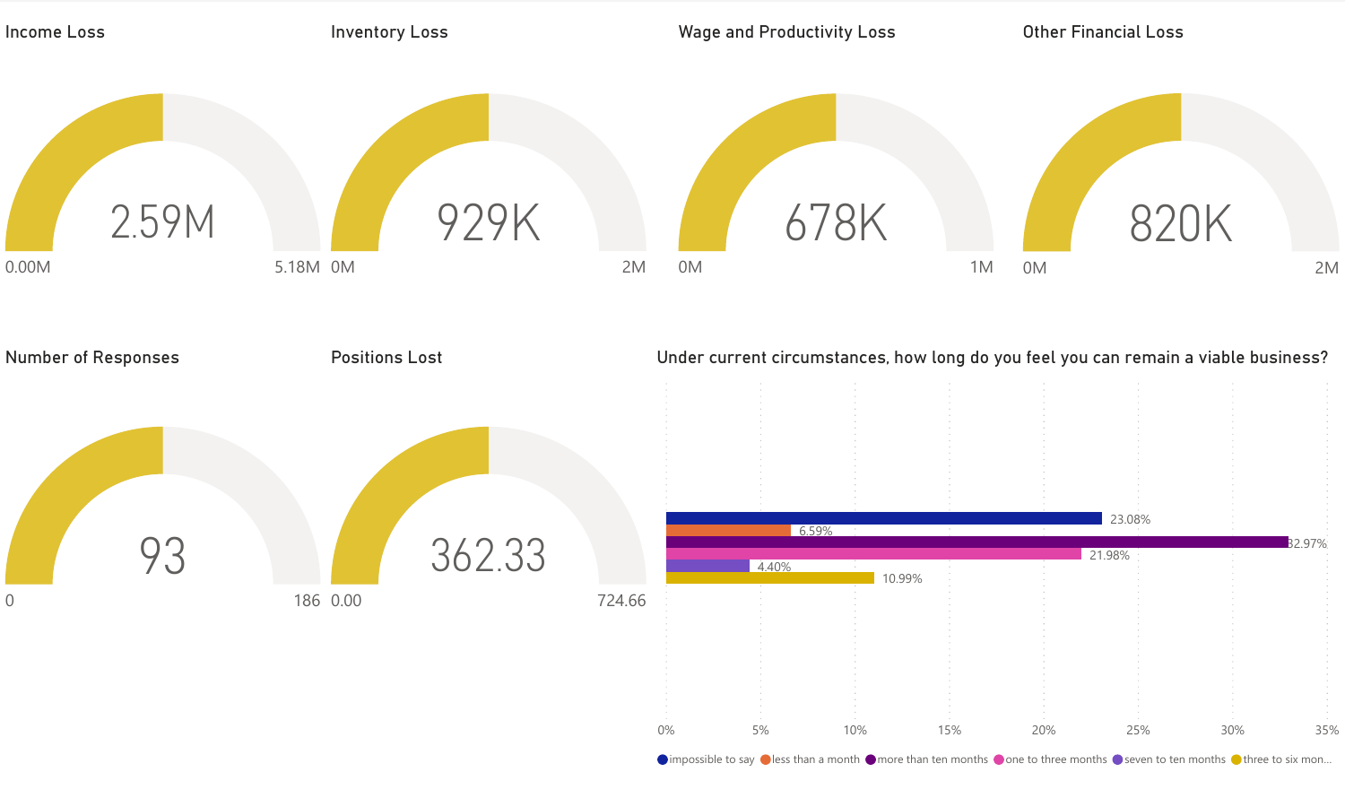## Income Loss

2.59M

0.00M | 5.18M

## Inventory Loss

929K

0M | 2M

## Wage and Productivity Loss

678K

0M | 1M

## Other Financial Loss

820K

0M | 2M

## Number of Responses

93

0 | 186

## Positions Lost

362.33

0.00 | 724.66

## Under current circumstances, how long do you feel you can remain a viable business?

| Response | Percentage |
|---|---|
| impossible to say | 23.08% |
| less than a month | 6.59% |
| more than ten months | 32.97% |
| one to three months | 21.98% |
| seven to ten months | 4.40% |
| three to six mon... | 10.99% |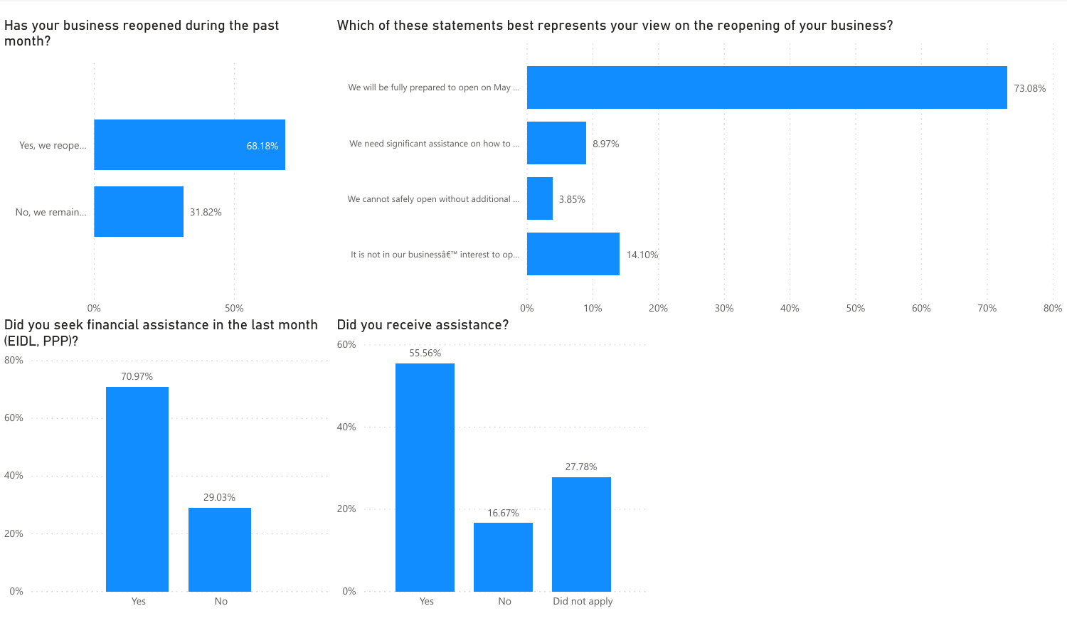## Has your business reopened during the past month?

Yes, we reope...
68.18%
No, we remain...
31.82%
0%
50%

## Which of these statements best represents your view on the reopening of your business?

We will be fully prepared to open on May ...
73.08%
We need significant assistance on how to ...
8.97%
We cannot safely open without additional ...
3.85%
It is not in our businessâ€™ interest to op...
14.10%
0%
10%
20%
30%
40%
50%
60%
70%
80%

## Did you seek financial assistance in the last month (EIDL, PPP)?

80%
60%
40%
20%
0%
70.97%
29.03%
Yes
No

## Did you receive assistance?

60%
40%
20%
0%
55.56%
16.67%
27.78%
Yes
No
Did not apply